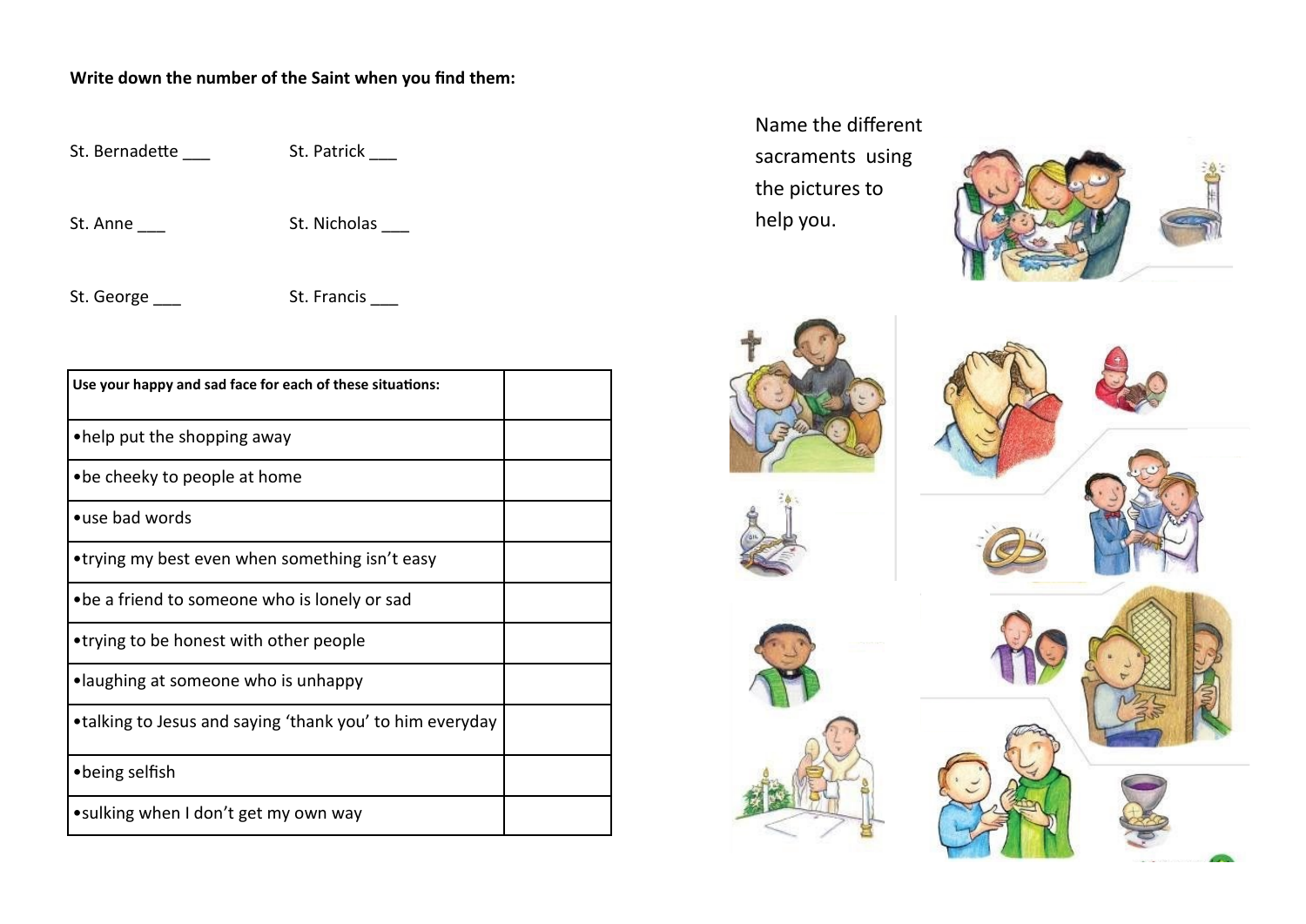**Write down the number of the Saint when you find them:**

St. Bernadette ___

St. Patrick ___

St. Anne ___

St. Nicholas ___

St. George ___

St. Francis ___

| Use your happy and sad face for each of these situations: | |
|---|---|
| •help put the shopping away | |
| •be cheeky to people at home | |
| •use bad words | |
| •trying my best even when something isn't easy | |
| •be a friend to someone who is lonely or sad | |
| •trying to be honest with other people | |
| •laughing at someone who is unhappy | |
| •talking to Jesus and saying 'thank you' to him everyday | |
| •being selfish | |
| •sulking when I don't get my own way | |

Name the different sacraments using the pictures to help you.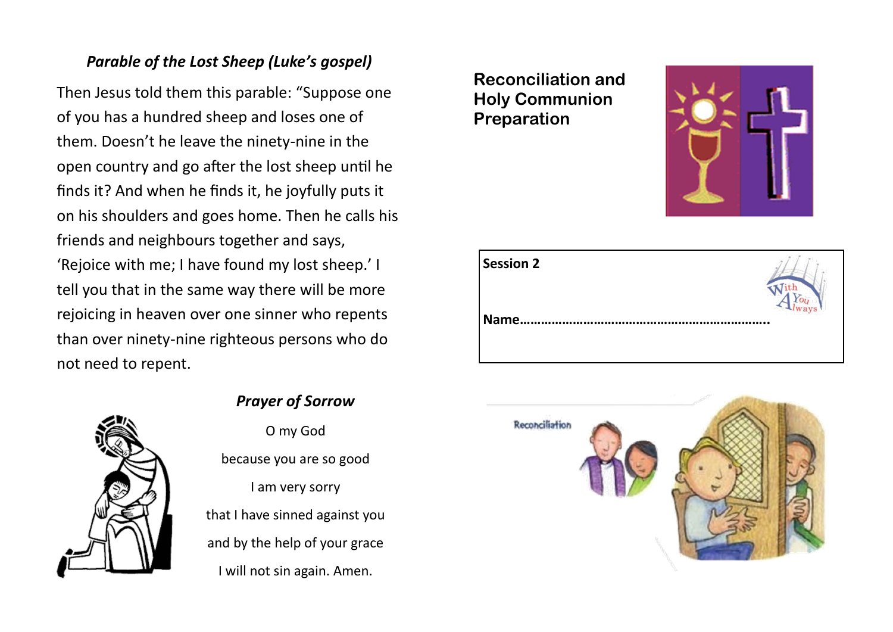### *Parable of the Lost Sheep (Luke's gospel)*

Then Jesus told them this parable: "Suppose one of you has a hundred sheep and loses one of them. Doesn't he leave the ninety-nine in the open country and go after the lost sheep until he finds it? And when he finds it, he joyfully puts it on his shoulders and goes home. Then he calls his friends and neighbours together and says, 'Rejoice with me; I have found my lost sheep.' I tell you that in the same way there will be more rejoicing in heaven over one sinner who repents than over ninety-nine righteous persons who do not need to repent.

### *Prayer of Sorrow*

O my God

because you are so good

I am very sorry

that I have sinned against you

and by the help of your grace

I will not sin again. Amen.

# Reconciliation and Holy Communion Preparation

**Session 2**

With You Always

**Name……………………………………………………………..**

Reconciliation